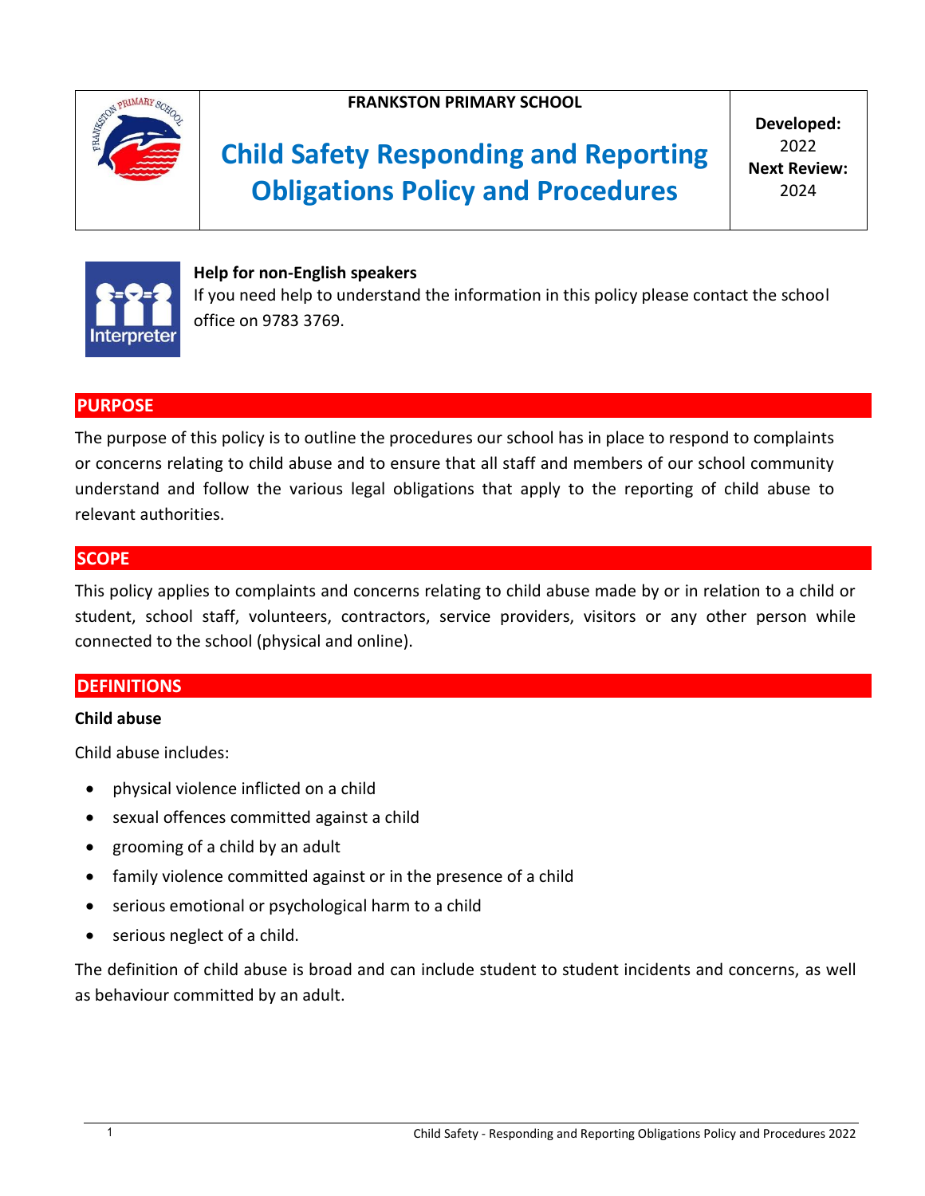**FRANKSTON PRIMARY SCHOOL**

# Child Safety Responding and Reporting Obligations Policy and Procedures

| **Developed:** 2022 | **Next Review:** 2024 |
| --- | --- |

**Help for non-English speakers**

If you need help to understand the information in this policy please contact the school office on 9783 3769.

## PURPOSE

The purpose of this policy is to outline the procedures our school has in place to respond to complaints or concerns relating to child abuse and to ensure that all staff and members of our school community understand and follow the various legal obligations that apply to the reporting of child abuse to relevant authorities.

## SCOPE

This policy applies to complaints and concerns relating to child abuse made by or in relation to a child or student, school staff, volunteers, contractors, service providers, visitors or any other person while connected to the school (physical and online).

## DEFINITIONS

**Child abuse**

Child abuse includes:

- physical violence inflicted on a child
- sexual offences committed against a child
- grooming of a child by an adult
- family violence committed against or in the presence of a child
- serious emotional or psychological harm to a child
- serious neglect of a child.

The definition of child abuse is broad and can include student to student incidents and concerns, as well as behaviour committed by an adult.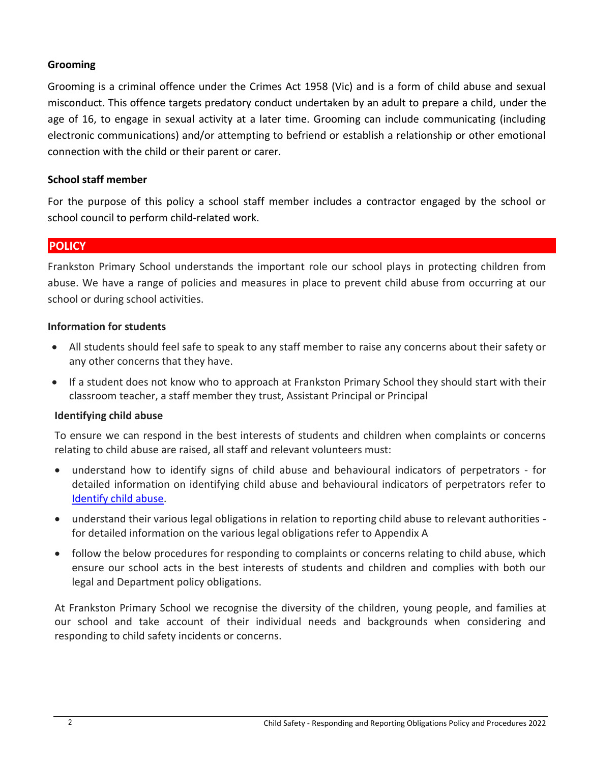**Grooming**

Grooming is a criminal offence under the Crimes Act 1958 (Vic) and is a form of child abuse and sexual misconduct. This offence targets predatory conduct undertaken by an adult to prepare a child, under the age of 16, to engage in sexual activity at a later time. Grooming can include communicating (including electronic communications) and/or attempting to befriend or establish a relationship or other emotional connection with the child or their parent or carer.

**School staff member**

For the purpose of this policy a school staff member includes a contractor engaged by the school or school council to perform child-related work.

## POLICY

Frankston Primary School understands the important role our school plays in protecting children from abuse. We have a range of policies and measures in place to prevent child abuse from occurring at our school or during school activities.

**Information for students**

- All students should feel safe to speak to any staff member to raise any concerns about their safety or any other concerns that they have.
- If a student does not know who to approach at Frankston Primary School they should start with their classroom teacher, a staff member they trust, Assistant Principal or Principal

**Identifying child abuse**

To ensure we can respond in the best interests of students and children when complaints or concerns relating to child abuse are raised, all staff and relevant volunteers must:

- understand how to identify signs of child abuse and behavioural indicators of perpetrators - for detailed information on identifying child abuse and behavioural indicators of perpetrators refer to Identify child abuse.
- understand their various legal obligations in relation to reporting child abuse to relevant authorities - for detailed information on the various legal obligations refer to Appendix A
- follow the below procedures for responding to complaints or concerns relating to child abuse, which ensure our school acts in the best interests of students and children and complies with both our legal and Department policy obligations.

At Frankston Primary School we recognise the diversity of the children, young people, and families at our school and take account of their individual needs and backgrounds when considering and responding to child safety incidents or concerns.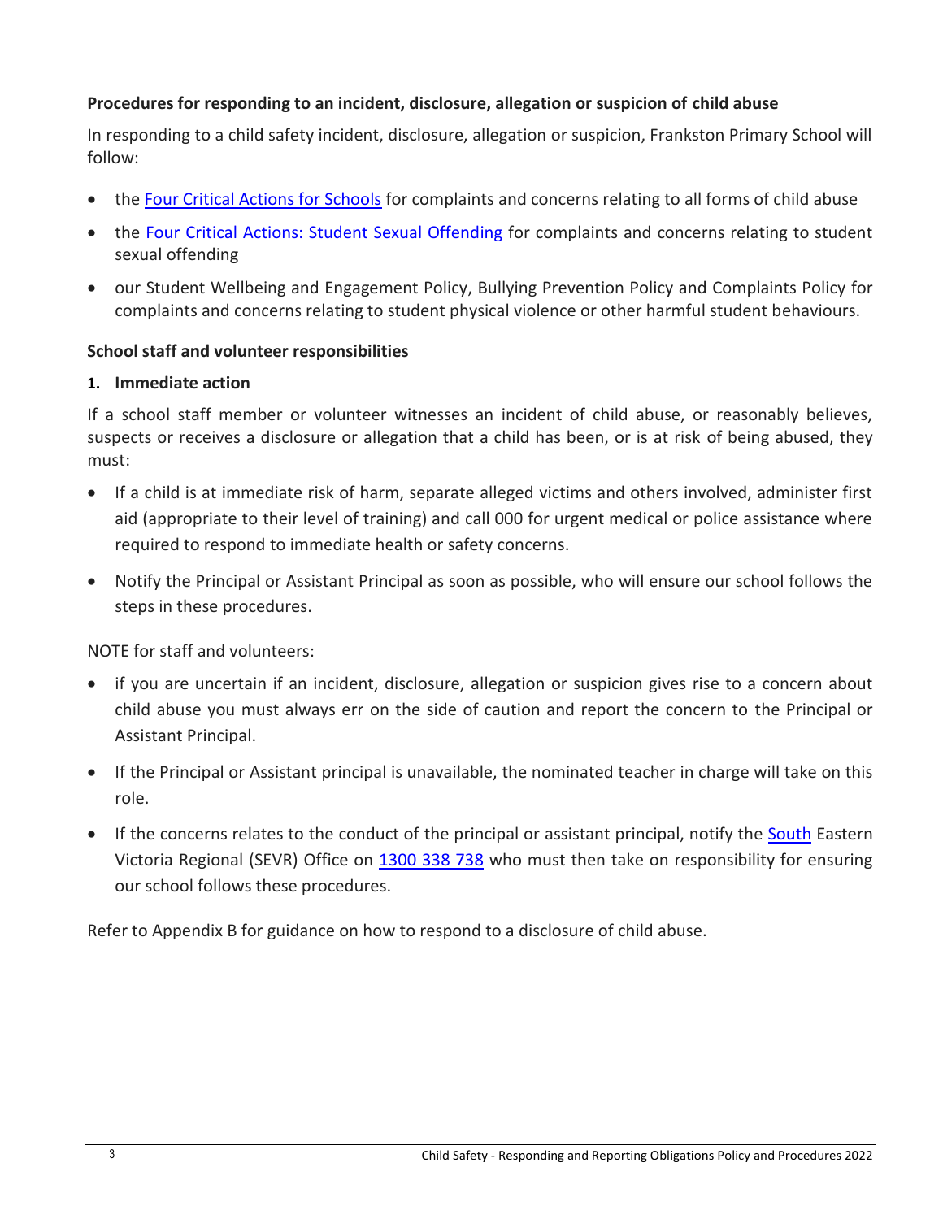**Procedures for responding to an incident, disclosure, allegation or suspicion of child abuse**

In responding to a child safety incident, disclosure, allegation or suspicion, Frankston Primary School will follow:

- the Four Critical Actions for Schools for complaints and concerns relating to all forms of child abuse
- the Four Critical Actions: Student Sexual Offending for complaints and concerns relating to student sexual offending
- our Student Wellbeing and Engagement Policy, Bullying Prevention Policy and Complaints Policy for complaints and concerns relating to student physical violence or other harmful student behaviours.

**School staff and volunteer responsibilities**

**1. Immediate action**

If a school staff member or volunteer witnesses an incident of child abuse, or reasonably believes, suspects or receives a disclosure or allegation that a child has been, or is at risk of being abused, they must:

- If a child is at immediate risk of harm, separate alleged victims and others involved, administer first aid (appropriate to their level of training) and call 000 for urgent medical or police assistance where required to respond to immediate health or safety concerns.
- Notify the Principal or Assistant Principal as soon as possible, who will ensure our school follows the steps in these procedures.

NOTE for staff and volunteers:

- if you are uncertain if an incident, disclosure, allegation or suspicion gives rise to a concern about child abuse you must always err on the side of caution and report the concern to the Principal or Assistant Principal.
- If the Principal or Assistant principal is unavailable, the nominated teacher in charge will take on this role.
- If the concerns relates to the conduct of the principal or assistant principal, notify the South Eastern Victoria Regional (SEVR) Office on 1300 338 738 who must then take on responsibility for ensuring our school follows these procedures.

Refer to Appendix B for guidance on how to respond to a disclosure of child abuse.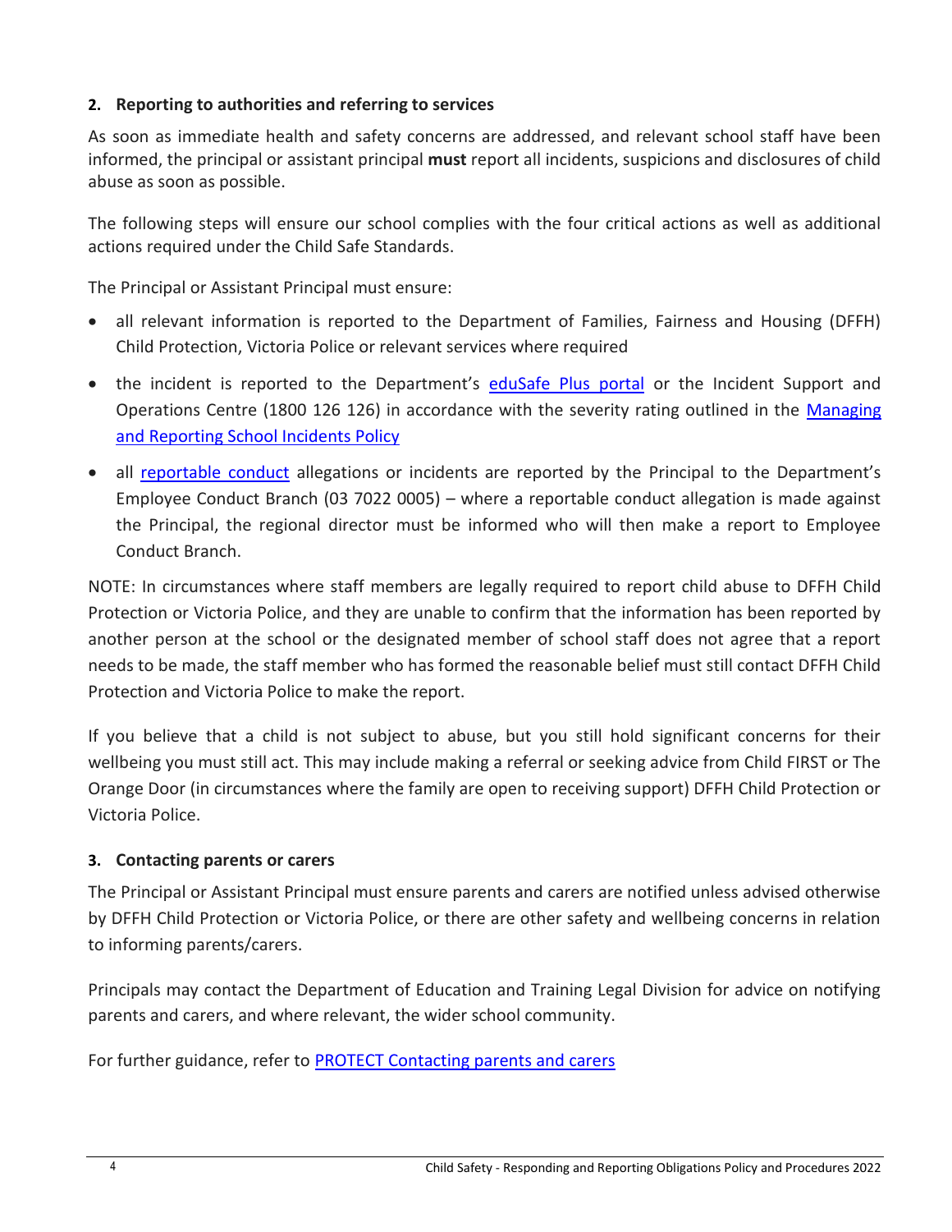### 2. Reporting to authorities and referring to services

As soon as immediate health and safety concerns are addressed, and relevant school staff have been informed, the principal or assistant principal **must** report all incidents, suspicions and disclosures of child abuse as soon as possible.

The following steps will ensure our school complies with the four critical actions as well as additional actions required under the Child Safe Standards.

The Principal or Assistant Principal must ensure:

- all relevant information is reported to the Department of Families, Fairness and Housing (DFFH) Child Protection, Victoria Police or relevant services where required
- the incident is reported to the Department's eduSafe Plus portal or the Incident Support and Operations Centre (1800 126 126) in accordance with the severity rating outlined in the Managing and Reporting School Incidents Policy
- all reportable conduct allegations or incidents are reported by the Principal to the Department's Employee Conduct Branch (03 7022 0005) – where a reportable conduct allegation is made against the Principal, the regional director must be informed who will then make a report to Employee Conduct Branch.

NOTE: In circumstances where staff members are legally required to report child abuse to DFFH Child Protection or Victoria Police, and they are unable to confirm that the information has been reported by another person at the school or the designated member of school staff does not agree that a report needs to be made, the staff member who has formed the reasonable belief must still contact DFFH Child Protection and Victoria Police to make the report.

If you believe that a child is not subject to abuse, but you still hold significant concerns for their wellbeing you must still act. This may include making a referral or seeking advice from Child FIRST or The Orange Door (in circumstances where the family are open to receiving support) DFFH Child Protection or Victoria Police.

### 3. Contacting parents or carers

The Principal or Assistant Principal must ensure parents and carers are notified unless advised otherwise by DFFH Child Protection or Victoria Police, or there are other safety and wellbeing concerns in relation to informing parents/carers.

Principals may contact the Department of Education and Training Legal Division for advice on notifying parents and carers, and where relevant, the wider school community.

For further guidance, refer to PROTECT Contacting parents and carers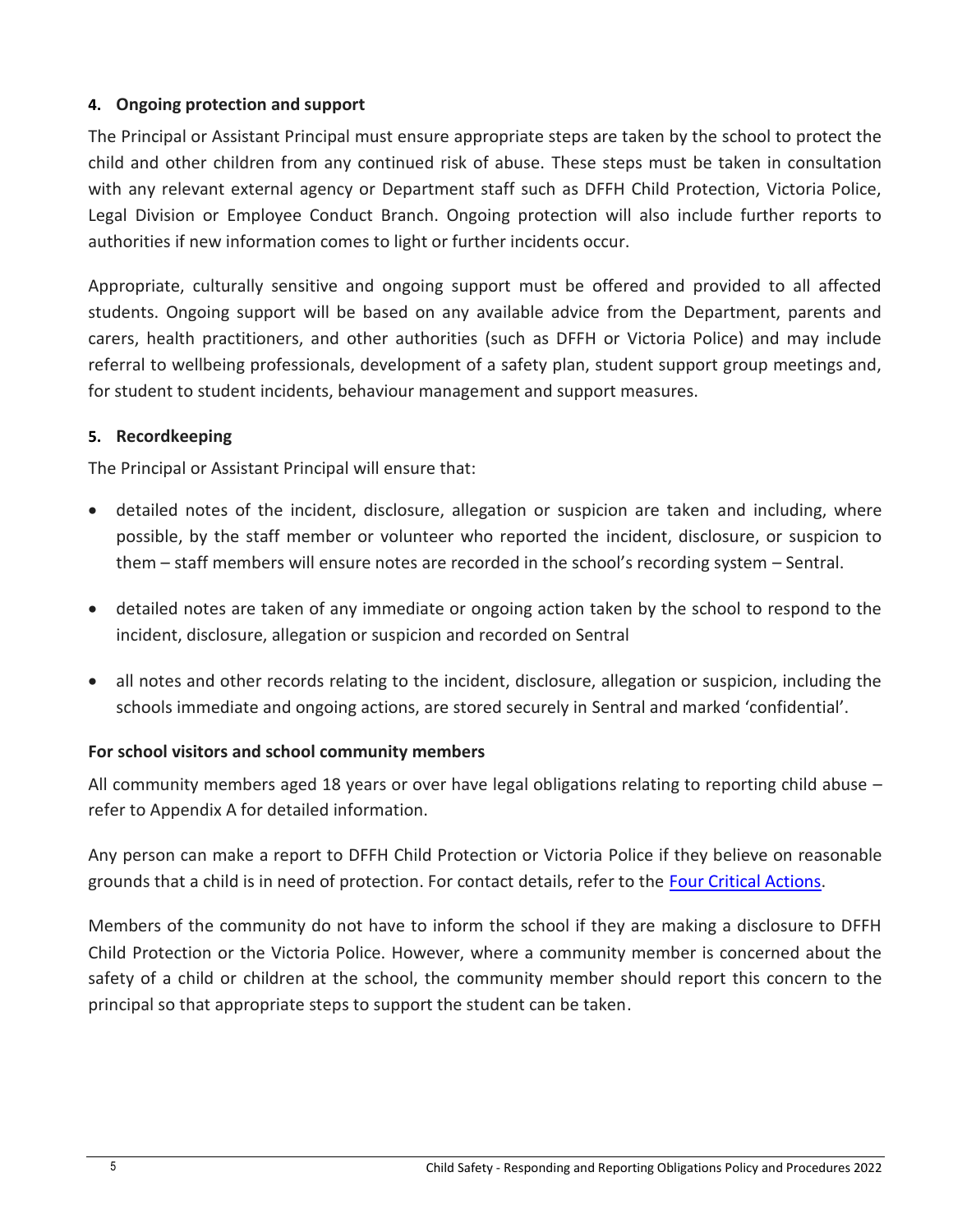#### 4. Ongoing protection and support

The Principal or Assistant Principal must ensure appropriate steps are taken by the school to protect the child and other children from any continued risk of abuse. These steps must be taken in consultation with any relevant external agency or Department staff such as DFFH Child Protection, Victoria Police, Legal Division or Employee Conduct Branch. Ongoing protection will also include further reports to authorities if new information comes to light or further incidents occur.

Appropriate, culturally sensitive and ongoing support must be offered and provided to all affected students. Ongoing support will be based on any available advice from the Department, parents and carers, health practitioners, and other authorities (such as DFFH or Victoria Police) and may include referral to wellbeing professionals, development of a safety plan, student support group meetings and, for student to student incidents, behaviour management and support measures.

#### 5. Recordkeeping

The Principal or Assistant Principal will ensure that:

- detailed notes of the incident, disclosure, allegation or suspicion are taken and including, where possible, by the staff member or volunteer who reported the incident, disclosure, or suspicion to them – staff members will ensure notes are recorded in the school's recording system – Sentral.
- detailed notes are taken of any immediate or ongoing action taken by the school to respond to the incident, disclosure, allegation or suspicion and recorded on Sentral
- all notes and other records relating to the incident, disclosure, allegation or suspicion, including the schools immediate and ongoing actions, are stored securely in Sentral and marked 'confidential'.

### For school visitors and school community members

All community members aged 18 years or over have legal obligations relating to reporting child abuse – refer to Appendix A for detailed information.

Any person can make a report to DFFH Child Protection or Victoria Police if they believe on reasonable grounds that a child is in need of protection. For contact details, refer to the [Four Critical Actions](Four Critical Actions).

Members of the community do not have to inform the school if they are making a disclosure to DFFH Child Protection or the Victoria Police. However, where a community member is concerned about the safety of a child or children at the school, the community member should report this concern to the principal so that appropriate steps to support the student can be taken.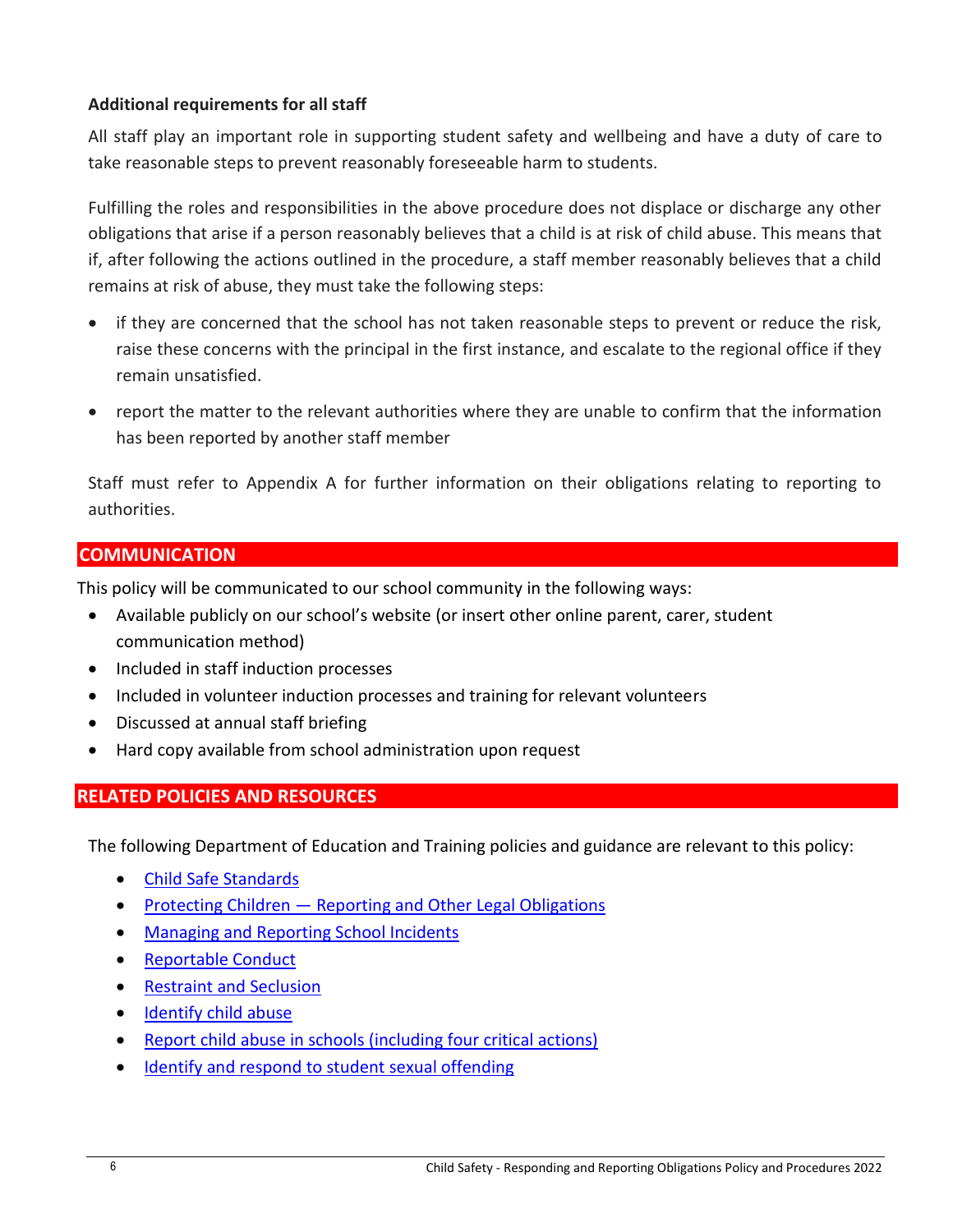**Additional requirements for all staff**

All staff play an important role in supporting student safety and wellbeing and have a duty of care to take reasonable steps to prevent reasonably foreseeable harm to students.

Fulfilling the roles and responsibilities in the above procedure does not displace or discharge any other obligations that arise if a person reasonably believes that a child is at risk of child abuse. This means that if, after following the actions outlined in the procedure, a staff member reasonably believes that a child remains at risk of abuse, they must take the following steps:

- if they are concerned that the school has not taken reasonable steps to prevent or reduce the risk, raise these concerns with the principal in the first instance, and escalate to the regional office if they remain unsatisfied.
- report the matter to the relevant authorities where they are unable to confirm that the information has been reported by another staff member

Staff must refer to Appendix A for further information on their obligations relating to reporting to authorities.

## COMMUNICATION

This policy will be communicated to our school community in the following ways:

- Available publicly on our school's website (or insert other online parent, carer, student communication method)
- Included in staff induction processes
- Included in volunteer induction processes and training for relevant volunteers
- Discussed at annual staff briefing
- Hard copy available from school administration upon request

## RELATED POLICIES AND RESOURCES

The following Department of Education and Training policies and guidance are relevant to this policy:

- Child Safe Standards
- Protecting Children — Reporting and Other Legal Obligations
- Managing and Reporting School Incidents
- Reportable Conduct
- Restraint and Seclusion
- Identify child abuse
- Report child abuse in schools (including four critical actions)
- Identify and respond to student sexual offending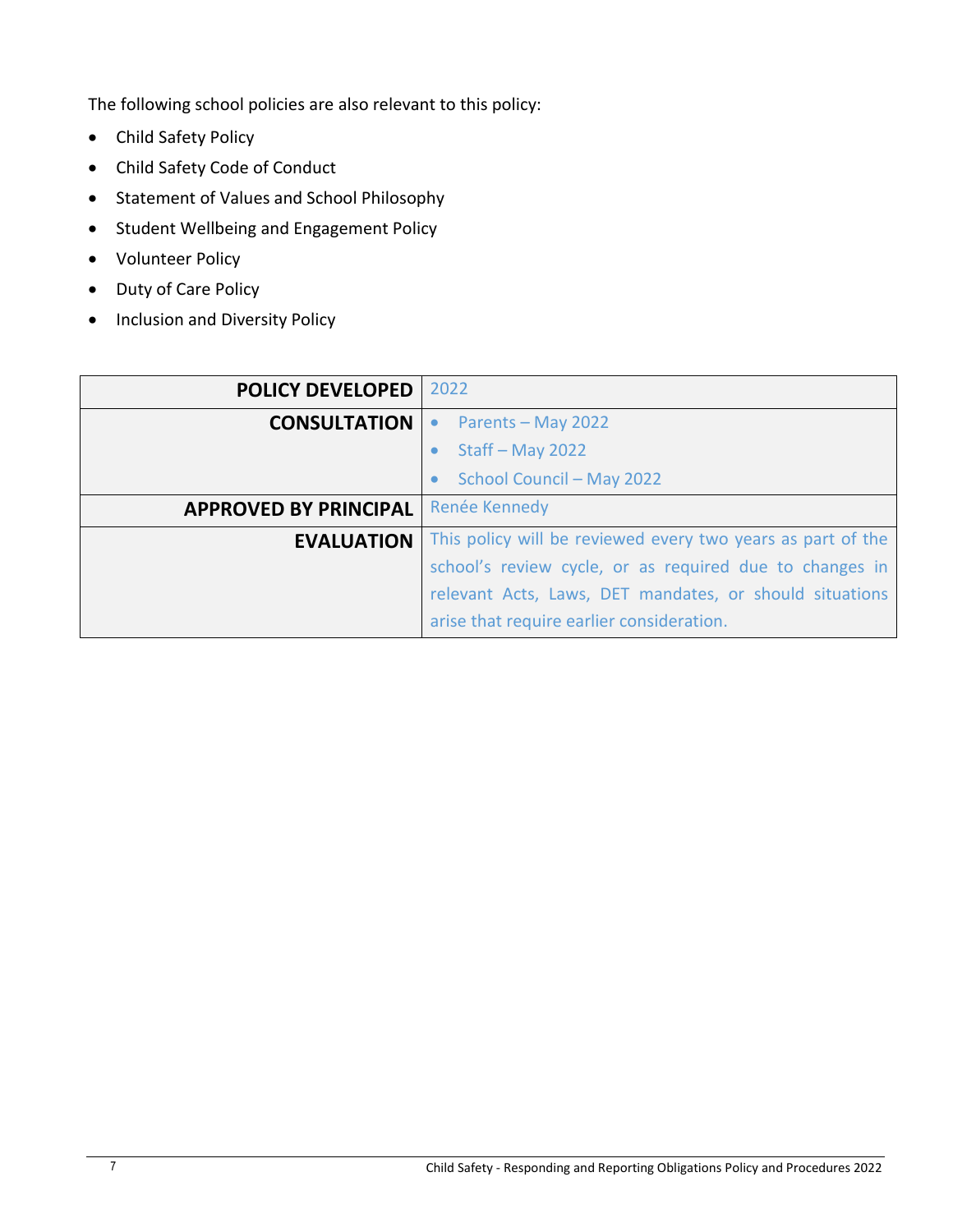The following school policies are also relevant to this policy:

- Child Safety Policy
- Child Safety Code of Conduct
- Statement of Values and School Philosophy
- Student Wellbeing and Engagement Policy
- Volunteer Policy
- Duty of Care Policy
- Inclusion and Diversity Policy

| | |
|---|---|
| **POLICY DEVELOPED** | 2022 |
| **CONSULTATION** | • Parents – May 2022<br>• Staff – May 2022<br>• School Council – May 2022 |
| **APPROVED BY PRINCIPAL** | Renée Kennedy |
| **EVALUATION** | This policy will be reviewed every two years as part of the school's review cycle, or as required due to changes in relevant Acts, Laws, DET mandates, or should situations arise that require earlier consideration. |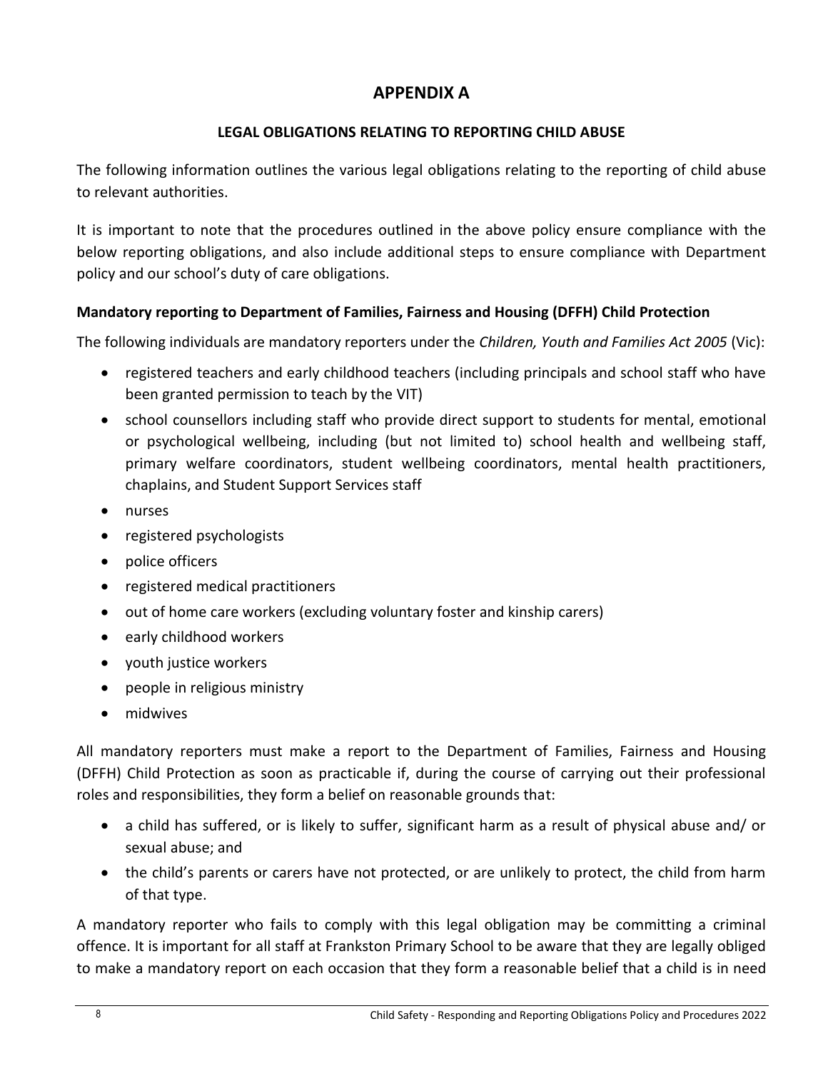# APPENDIX A

## LEGAL OBLIGATIONS RELATING TO REPORTING CHILD ABUSE

The following information outlines the various legal obligations relating to the reporting of child abuse to relevant authorities.

It is important to note that the procedures outlined in the above policy ensure compliance with the below reporting obligations, and also include additional steps to ensure compliance with Department policy and our school's duty of care obligations.

### Mandatory reporting to Department of Families, Fairness and Housing (DFFH) Child Protection

The following individuals are mandatory reporters under the *Children, Youth and Families Act 2005* (Vic):

- registered teachers and early childhood teachers (including principals and school staff who have been granted permission to teach by the VIT)
- school counsellors including staff who provide direct support to students for mental, emotional or psychological wellbeing, including (but not limited to) school health and wellbeing staff, primary welfare coordinators, student wellbeing coordinators, mental health practitioners, chaplains, and Student Support Services staff
- nurses
- registered psychologists
- police officers
- registered medical practitioners
- out of home care workers (excluding voluntary foster and kinship carers)
- early childhood workers
- youth justice workers
- people in religious ministry
- midwives

All mandatory reporters must make a report to the Department of Families, Fairness and Housing (DFFH) Child Protection as soon as practicable if, during the course of carrying out their professional roles and responsibilities, they form a belief on reasonable grounds that:

- a child has suffered, or is likely to suffer, significant harm as a result of physical abuse and/ or sexual abuse; and
- the child's parents or carers have not protected, or are unlikely to protect, the child from harm of that type.

A mandatory reporter who fails to comply with this legal obligation may be committing a criminal offence. It is important for all staff at Frankston Primary School to be aware that they are legally obliged to make a mandatory report on each occasion that they form a reasonable belief that a child is in need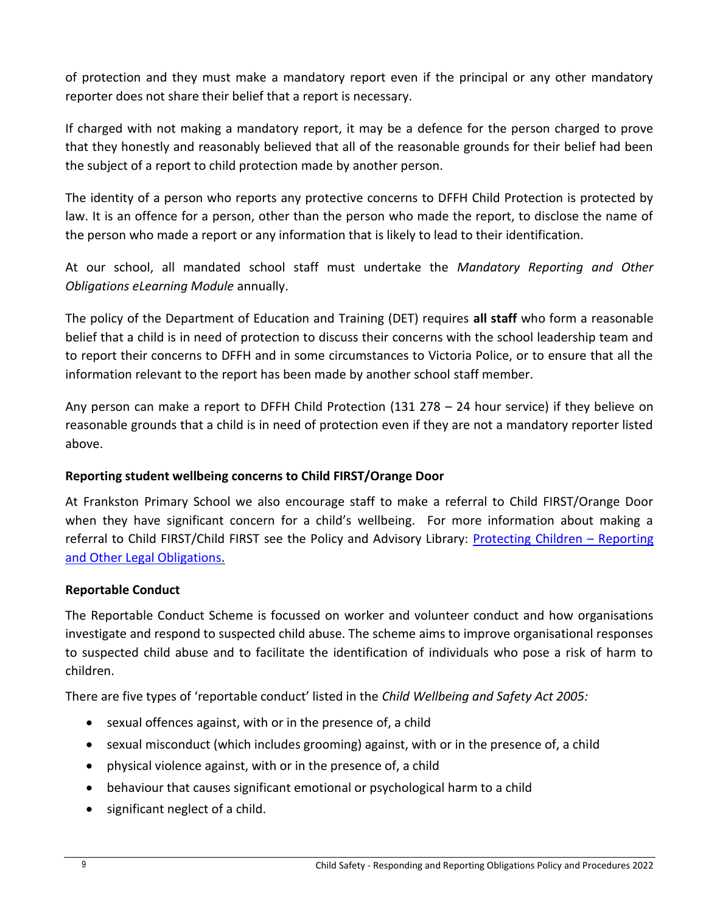of protection and they must make a mandatory report even if the principal or any other mandatory reporter does not share their belief that a report is necessary.

If charged with not making a mandatory report, it may be a defence for the person charged to prove that they honestly and reasonably believed that all of the reasonable grounds for their belief had been the subject of a report to child protection made by another person.

The identity of a person who reports any protective concerns to DFFH Child Protection is protected by law. It is an offence for a person, other than the person who made the report, to disclose the name of the person who made a report or any information that is likely to lead to their identification.

At our school, all mandated school staff must undertake the *Mandatory Reporting and Other Obligations eLearning Module* annually.

The policy of the Department of Education and Training (DET) requires **all staff** who form a reasonable belief that a child is in need of protection to discuss their concerns with the school leadership team and to report their concerns to DFFH and in some circumstances to Victoria Police, or to ensure that all the information relevant to the report has been made by another school staff member.

Any person can make a report to DFFH Child Protection (131 278 – 24 hour service) if they believe on reasonable grounds that a child is in need of protection even if they are not a mandatory reporter listed above.

**Reporting student wellbeing concerns to Child FIRST/Orange Door**

At Frankston Primary School we also encourage staff to make a referral to Child FIRST/Orange Door when they have significant concern for a child's wellbeing. For more information about making a referral to Child FIRST/Child FIRST see the Policy and Advisory Library: [Protecting Children – Reporting and Other Legal Obligations.]

**Reportable Conduct**

The Reportable Conduct Scheme is focussed on worker and volunteer conduct and how organisations investigate and respond to suspected child abuse. The scheme aims to improve organisational responses to suspected child abuse and to facilitate the identification of individuals who pose a risk of harm to children.

There are five types of 'reportable conduct' listed in the *Child Wellbeing and Safety Act 2005:*

- sexual offences against, with or in the presence of, a child
- sexual misconduct (which includes grooming) against, with or in the presence of, a child
- physical violence against, with or in the presence of, a child
- behaviour that causes significant emotional or psychological harm to a child
- significant neglect of a child.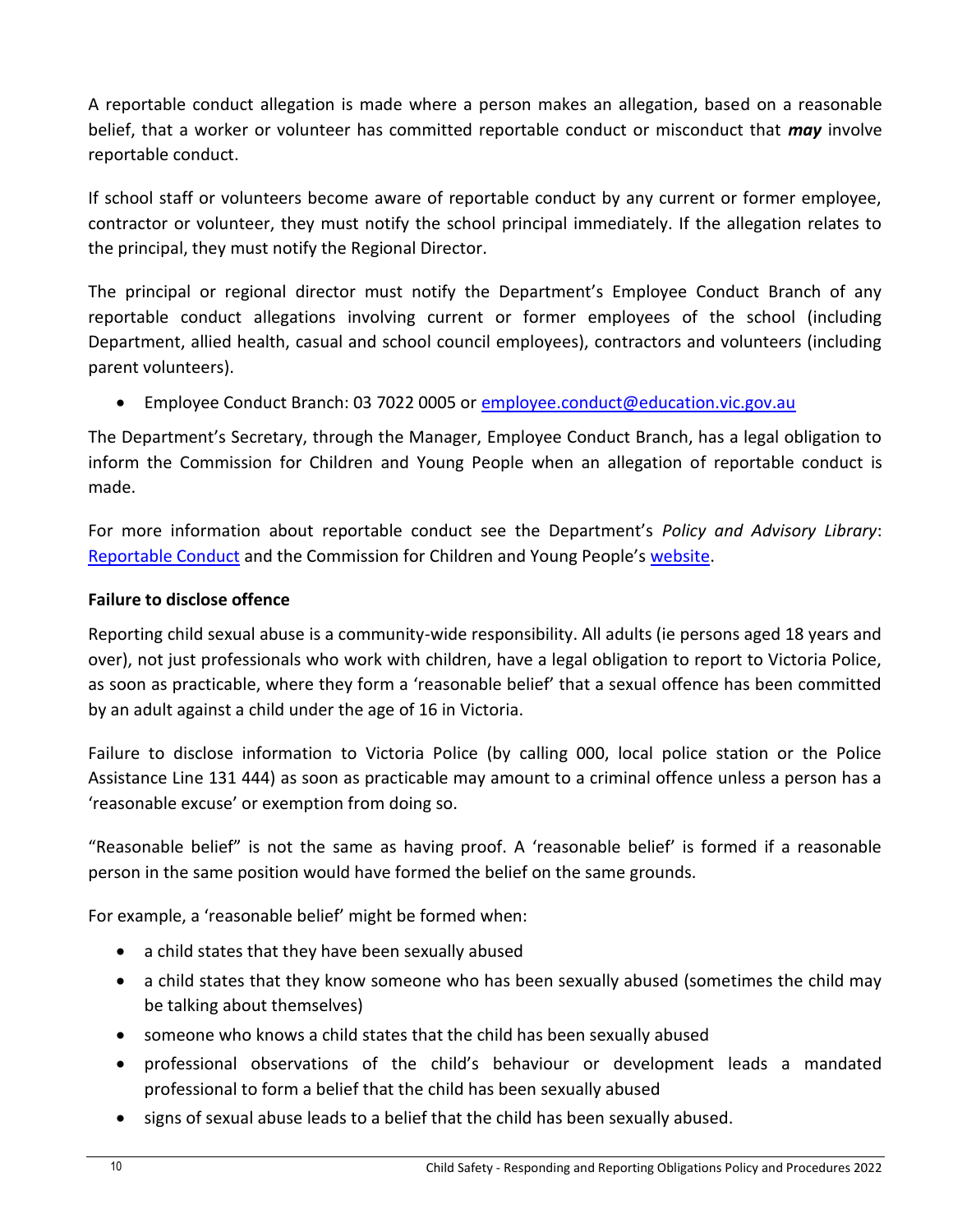A reportable conduct allegation is made where a person makes an allegation, based on a reasonable belief, that a worker or volunteer has committed reportable conduct or misconduct that ***may*** involve reportable conduct.

If school staff or volunteers become aware of reportable conduct by any current or former employee, contractor or volunteer, they must notify the school principal immediately. If the allegation relates to the principal, they must notify the Regional Director.

The principal or regional director must notify the Department's Employee Conduct Branch of any reportable conduct allegations involving current or former employees of the school (including Department, allied health, casual and school council employees), contractors and volunteers (including parent volunteers).

- Employee Conduct Branch: 03 7022 0005 or [employee.conduct@education.vic.gov.au](mailto:employee.conduct@education.vic.gov.au)

The Department's Secretary, through the Manager, Employee Conduct Branch, has a legal obligation to inform the Commission for Children and Young People when an allegation of reportable conduct is made.

For more information about reportable conduct see the Department's *Policy and Advisory Library*: [Reportable Conduct]() and the Commission for Children and Young People's [website]().

**Failure to disclose offence**

Reporting child sexual abuse is a community-wide responsibility. All adults (ie persons aged 18 years and over), not just professionals who work with children, have a legal obligation to report to Victoria Police, as soon as practicable, where they form a 'reasonable belief' that a sexual offence has been committed by an adult against a child under the age of 16 in Victoria.

Failure to disclose information to Victoria Police (by calling 000, local police station or the Police Assistance Line 131 444) as soon as practicable may amount to a criminal offence unless a person has a 'reasonable excuse' or exemption from doing so.

"Reasonable belief" is not the same as having proof. A 'reasonable belief' is formed if a reasonable person in the same position would have formed the belief on the same grounds.

For example, a 'reasonable belief' might be formed when:

- a child states that they have been sexually abused
- a child states that they know someone who has been sexually abused (sometimes the child may be talking about themselves)
- someone who knows a child states that the child has been sexually abused
- professional observations of the child's behaviour or development leads a mandated professional to form a belief that the child has been sexually abused
- signs of sexual abuse leads to a belief that the child has been sexually abused.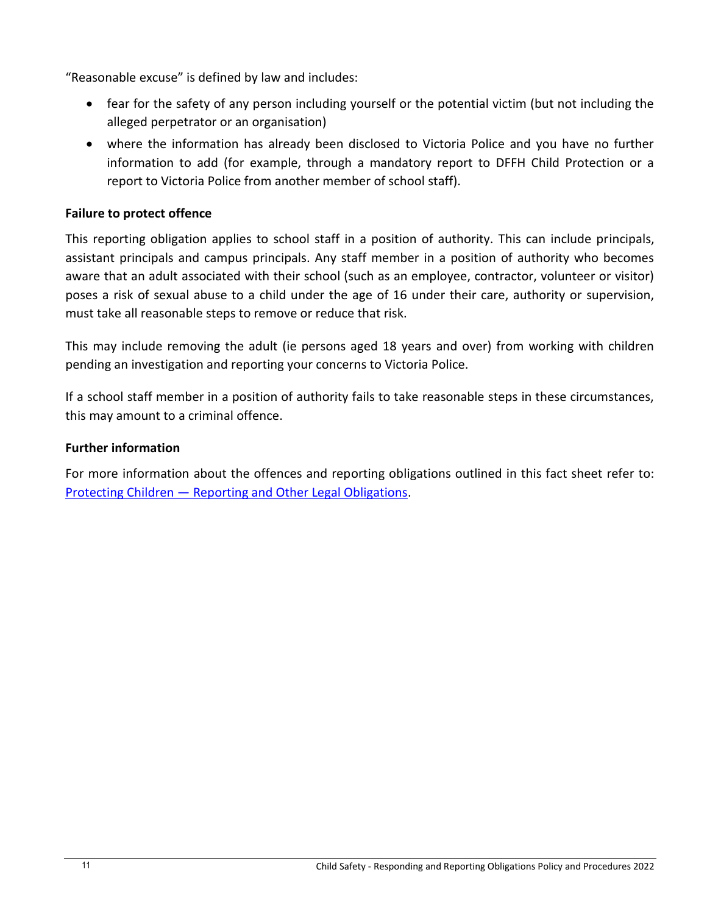"Reasonable excuse" is defined by law and includes:

- fear for the safety of any person including yourself or the potential victim (but not including the alleged perpetrator or an organisation)
- where the information has already been disclosed to Victoria Police and you have no further information to add (for example, through a mandatory report to DFFH Child Protection or a report to Victoria Police from another member of school staff).

**Failure to protect offence**

This reporting obligation applies to school staff in a position of authority. This can include principals, assistant principals and campus principals. Any staff member in a position of authority who becomes aware that an adult associated with their school (such as an employee, contractor, volunteer or visitor) poses a risk of sexual abuse to a child under the age of 16 under their care, authority or supervision, must take all reasonable steps to remove or reduce that risk.

This may include removing the adult (ie persons aged 18 years and over) from working with children pending an investigation and reporting your concerns to Victoria Police.

If a school staff member in a position of authority fails to take reasonable steps in these circumstances, this may amount to a criminal offence.

**Further information**

For more information about the offences and reporting obligations outlined in this fact sheet refer to: [Protecting Children — Reporting and Other Legal Obligations].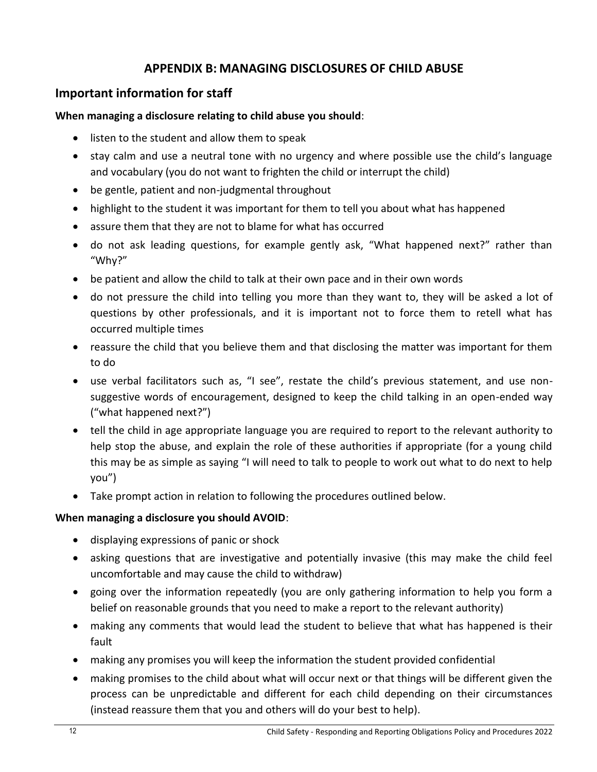# APPENDIX B: MANAGING DISCLOSURES OF CHILD ABUSE

## Important information for staff

**When managing a disclosure relating to child abuse you should**:

- listen to the student and allow them to speak
- stay calm and use a neutral tone with no urgency and where possible use the child's language and vocabulary (you do not want to frighten the child or interrupt the child)
- be gentle, patient and non-judgmental throughout
- highlight to the student it was important for them to tell you about what has happened
- assure them that they are not to blame for what has occurred
- do not ask leading questions, for example gently ask, "What happened next?" rather than "Why?"
- be patient and allow the child to talk at their own pace and in their own words
- do not pressure the child into telling you more than they want to, they will be asked a lot of questions by other professionals, and it is important not to force them to retell what has occurred multiple times
- reassure the child that you believe them and that disclosing the matter was important for them to do
- use verbal facilitators such as, "I see", restate the child's previous statement, and use non-suggestive words of encouragement, designed to keep the child talking in an open-ended way ("what happened next?")
- tell the child in age appropriate language you are required to report to the relevant authority to help stop the abuse, and explain the role of these authorities if appropriate (for a young child this may be as simple as saying "I will need to talk to people to work out what to do next to help you")
- Take prompt action in relation to following the procedures outlined below.

**When managing a disclosure you should AVOID**:

- displaying expressions of panic or shock
- asking questions that are investigative and potentially invasive (this may make the child feel uncomfortable and may cause the child to withdraw)
- going over the information repeatedly (you are only gathering information to help you form a belief on reasonable grounds that you need to make a report to the relevant authority)
- making any comments that would lead the student to believe that what has happened is their fault
- making any promises you will keep the information the student provided confidential
- making promises to the child about what will occur next or that things will be different given the process can be unpredictable and different for each child depending on their circumstances (instead reassure them that you and others will do your best to help).